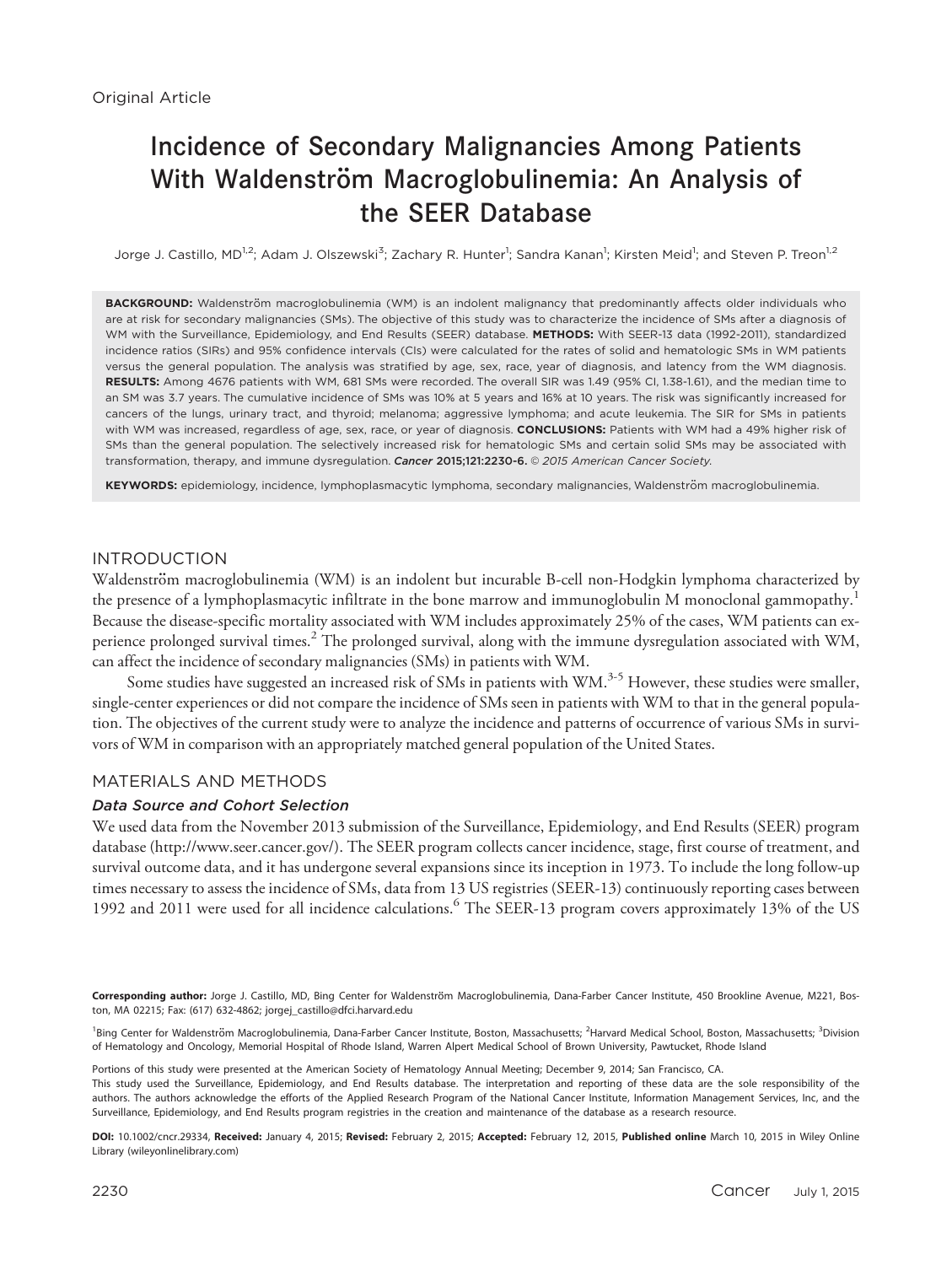Original Article

# Incidence of Secondary Malignancies Among Patients With Waldenström Macroglobulinemia: An Analysis of the SEER Database

Jorge J. Castillo, MD[1,2]; Adam J. Olszewski[3]; Zachary R. Hunter[1]; Sandra Kanan[1]; Kirsten Meid[1]; and Steven P. Treon[1,2]

**BACKGROUND:** Waldenström macroglobulinemia (WM) is an indolent malignancy that predominantly affects older individuals who are at risk for secondary malignancies (SMs). The objective of this study was to characterize the incidence of SMs after a diagnosis of WM with the Surveillance, Epidemiology, and End Results (SEER) database. **METHODS:** With SEER-13 data (1992-2011), standardized incidence ratios (SIRs) and 95% confidence intervals (CIs) were calculated for the rates of solid and hematologic SMs in WM patients versus the general population. The analysis was stratified by age, sex, race, year of diagnosis, and latency from the WM diagnosis. **RESULTS:** Among 4676 patients with WM, 681 SMs were recorded. The overall SIR was 1.49 (95% CI, 1.38-1.61), and the median time to an SM was 3.7 years. The cumulative incidence of SMs was 10% at 5 years and 16% at 10 years. The risk was significantly increased for cancers of the lungs, urinary tract, and thyroid; melanoma; aggressive lymphoma; and acute leukemia. The SIR for SMs in patients with WM was increased, regardless of age, sex, race, or year of diagnosis. **CONCLUSIONS:** Patients with WM had a 49% higher risk of SMs than the general population. The selectively increased risk for hematologic SMs and certain solid SMs may be associated with transformation, therapy, and immune dysregulation. ***Cancer* 2015;121:2230-6.** *© 2015 American Cancer Society.*

**KEYWORDS:** epidemiology, incidence, lymphoplasmacytic lymphoma, secondary malignancies, Waldenström macroglobulinemia.

## INTRODUCTION

Waldenström macroglobulinemia (WM) is an indolent but incurable B-cell non-Hodgkin lymphoma characterized by the presence of a lymphoplasmacytic infiltrate in the bone marrow and immunoglobulin M monoclonal gammopathy.[1] Because the disease-specific mortality associated with WM includes approximately 25% of the cases, WM patients can experience prolonged survival times.[2] The prolonged survival, along with the immune dysregulation associated with WM, can affect the incidence of secondary malignancies (SMs) in patients with WM.

Some studies have suggested an increased risk of SMs in patients with WM.[3-5] However, these studies were smaller, single-center experiences or did not compare the incidence of SMs seen in patients with WM to that in the general population. The objectives of the current study were to analyze the incidence and patterns of occurrence of various SMs in survivors of WM in comparison with an appropriately matched general population of the United States.

## MATERIALS AND METHODS

### Data Source and Cohort Selection

We used data from the November 2013 submission of the Surveillance, Epidemiology, and End Results (SEER) program database (http://www.seer.cancer.gov/). The SEER program collects cancer incidence, stage, first course of treatment, and survival outcome data, and it has undergone several expansions since its inception in 1973. To include the long follow-up times necessary to assess the incidence of SMs, data from 13 US registries (SEER-13) continuously reporting cases between 1992 and 2011 were used for all incidence calculations.[6] The SEER-13 program covers approximately 13% of the US

**Corresponding author:** Jorge J. Castillo, MD, Bing Center for Waldenström Macroglobulinemia, Dana-Farber Cancer Institute, 450 Brookline Avenue, M221, Boston, MA 02215; Fax: (617) 632-4862; jorgej_castillo@dfci.harvard.edu

[1]Bing Center for Waldenström Macroglobulinemia, Dana-Farber Cancer Institute, Boston, Massachusetts; [2]Harvard Medical School, Boston, Massachusetts; [3]Division of Hematology and Oncology, Memorial Hospital of Rhode Island, Warren Alpert Medical School of Brown University, Pawtucket, Rhode Island

Portions of this study were presented at the American Society of Hematology Annual Meeting; December 9, 2014; San Francisco, CA.

This study used the Surveillance, Epidemiology, and End Results database. The interpretation and reporting of these data are the sole responsibility of the authors. The authors acknowledge the efforts of the Applied Research Program of the National Cancer Institute, Information Management Services, Inc, and the Surveillance, Epidemiology, and End Results program registries in the creation and maintenance of the database as a research resource.

**DOI:** 10.1002/cncr.29334, **Received:** January 4, 2015; **Revised:** February 2, 2015; **Accepted:** February 12, 2015, **Published online** March 10, 2015 in Wiley Online Library (wileyonlinelibrary.com)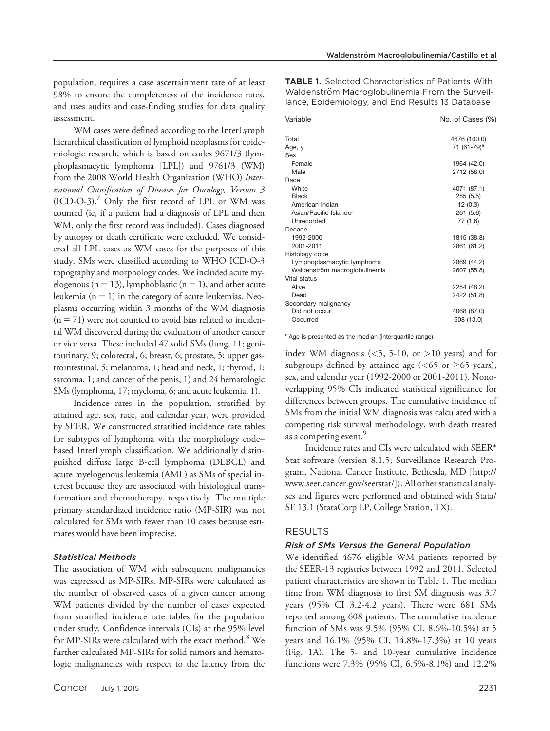population, requires a case ascertainment rate of at least 98% to ensure the completeness of the incidence rates, and uses audits and case-finding studies for data quality assessment.

WM cases were defined according to the InterLymph hierarchical classification of lymphoid neoplasms for epidemiologic research, which is based on codes 9671/3 (lymphoplasmacytic lymphoma [LPL]) and 9761/3 (WM) from the 2008 World Health Organization (WHO) *International Classification of Diseases for Oncology, Version 3* (ICD-O-3).[7] Only the first record of LPL or WM was counted (ie, if a patient had a diagnosis of LPL and then WM, only the first record was included). Cases diagnosed by autopsy or death certificate were excluded. We considered all LPL cases as WM cases for the purposes of this study. SMs were classified according to WHO ICD-O-3 topography and morphology codes. We included acute myelogenous (n = 13), lymphoblastic (n = 1), and other acute leukemia (n = 1) in the category of acute leukemias. Neoplasms occurring within 3 months of the WM diagnosis (n = 71) were not counted to avoid bias related to incidental WM discovered during the evaluation of another cancer or vice versa. These included 47 solid SMs (lung, 11; genitourinary, 9; colorectal, 6; breast, 6; prostate, 5; upper gastrointestinal, 5; melanoma, 1; head and neck, 1; thyroid, 1; sarcoma, 1; and cancer of the penis, 1) and 24 hematologic SMs (lymphoma, 17; myeloma, 6; and acute leukemia, 1).

Incidence rates in the population, stratified by attained age, sex, race, and calendar year, were provided by SEER. We constructed stratified incidence rate tables for subtypes of lymphoma with the morphology code–based InterLymph classification. We additionally distinguished diffuse large B-cell lymphoma (DLBCL) and acute myelogenous leukemia (AML) as SMs of special interest because they are associated with histological transformation and chemotherapy, respectively. The multiple primary standardized incidence ratio (MP-SIR) was not calculated for SMs with fewer than 10 cases because estimates would have been imprecise.

### *Statistical Methods*

The association of WM with subsequent malignancies was expressed as MP-SIRs. MP-SIRs were calculated as the number of observed cases of a given cancer among WM patients divided by the number of cases expected from stratified incidence rate tables for the population under study. Confidence intervals (CIs) at the 95% level for MP-SIRs were calculated with the exact method.[8] We further calculated MP-SIRs for solid tumors and hematologic malignancies with respect to the latency from the index WM diagnosis (<5, 5-10, or >10 years) and for subgroups defined by attained age (<65 or ≥65 years), sex, and calendar year (1992-2000 or 2001-2011). Nonoverlapping 95% CIs indicated statistical significance for differences between groups. The cumulative incidence of SMs from the initial WM diagnosis was calculated with a competing risk survival methodology, with death treated as a competing event.[9]

Incidence rates and CIs were calculated with SEER*Stat software (version 8.1.5; Surveillance Research Program, National Cancer Institute, Bethesda, MD [http://www.seer.cancer.gov/seerstat/]). All other statistical analyses and figures were performed and obtained with Stata/SE 13.1 (StataCorp LP, College Station, TX).

**TABLE 1.** Selected Characteristics of Patients With Waldenström Macroglobulinemia From the Surveillance, Epidemiology, and End Results 13 Database

| Variable | No. of Cases (%) |
|---|---|
| Total | 4676 (100.0) |
| Age, y | 71 (61-79)[a] |
| Sex | |
| Female | 1964 (42.0) |
| Male | 2712 (58.0) |
| Race | |
| White | 4071 (87.1) |
| Black | 255 (5.5) |
| American Indian | 12 (0.3) |
| Asian/Pacific Islander | 261 (5.6) |
| Unrecorded | 77 (1.6) |
| Decade | |
| 1992-2000 | 1815 (38.8) |
| 2001-2011 | 2861 (61.2) |
| Histology code | |
| Lymphoplasmacytic lymphoma | 2069 (44.2) |
| Waldenström macroglobulinemia | 2607 (55.8) |
| Vital status | |
| Alive | 2254 (48.2) |
| Dead | 2422 (51.8) |
| Secondary malignancy | |
| Did not occur | 4068 (87.0) |
| Occurred | 608 (13.0) |

[a] Age is presented as the median (interquartile range).

## RESULTS

### *Risk of SMs Versus the General Population*

We identified 4676 eligible WM patients reported by the SEER-13 registries between 1992 and 2011. Selected patient characteristics are shown in Table 1. The median time from WM diagnosis to first SM diagnosis was 3.7 years (95% CI 3.2-4.2 years). There were 681 SMs reported among 608 patients. The cumulative incidence function of SMs was 9.5% (95% CI, 8.6%-10.5%) at 5 years and 16.1% (95% CI, 14.8%-17.3%) at 10 years (Fig. 1A). The 5- and 10-year cumulative incidence functions were 7.3% (95% CI, 6.5%-8.1%) and 12.2%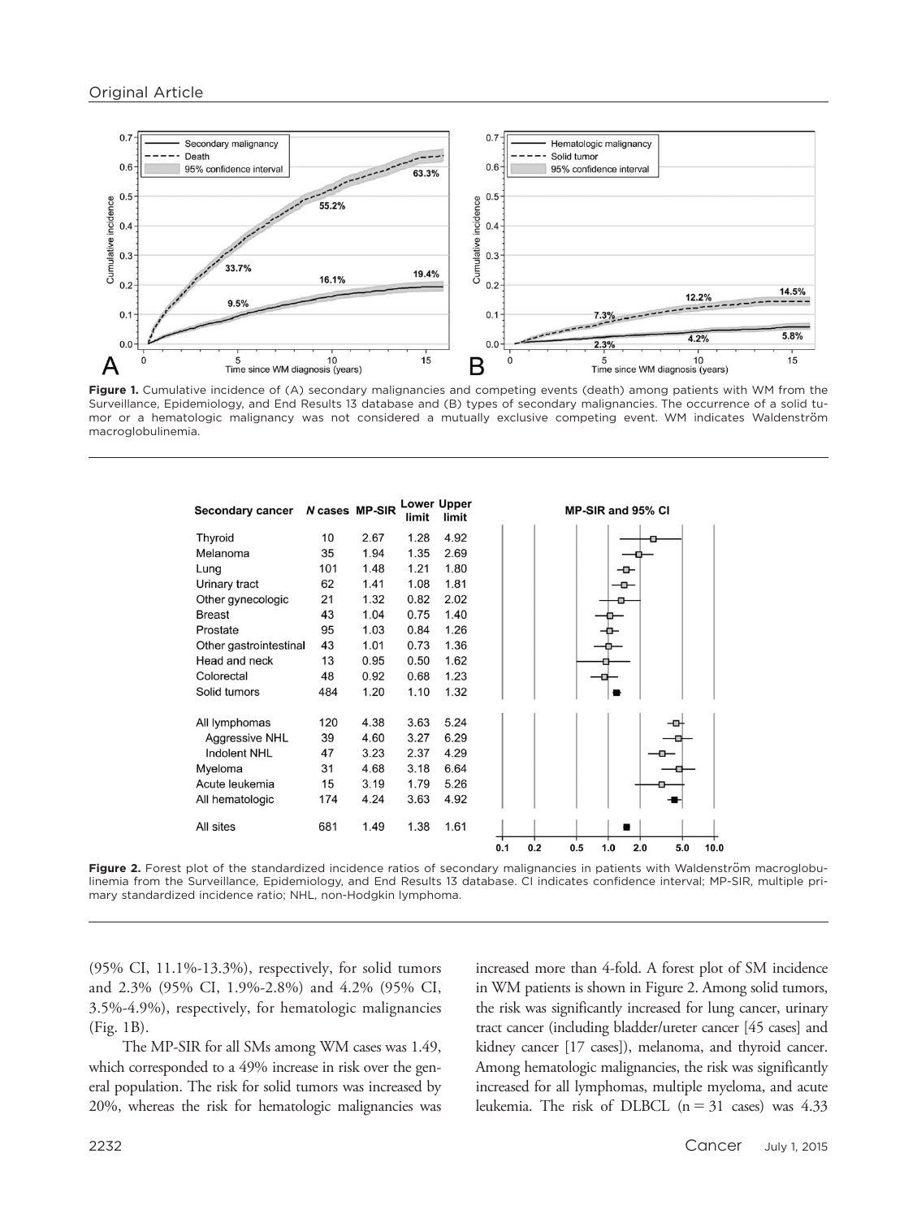**Figure 1.** Cumulative incidence of (A) secondary malignancies and competing events (death) among patients with WM from the Surveillance, Epidemiology, and End Results 13 database and (B) types of secondary malignancies. The occurrence of a solid tumor or a hematologic malignancy was not considered a mutually exclusive competing event. WM indicates Waldenström macroglobulinemia.

| Secondary cancer | N cases | MP-SIR | Lower limit | Upper limit |
|---|---|---|---|---|
| Thyroid | 10 | 2.67 | 1.28 | 4.92 |
| Melanoma | 35 | 1.94 | 1.35 | 2.69 |
| Lung | 101 | 1.48 | 1.21 | 1.80 |
| Urinary tract | 62 | 1.41 | 1.08 | 1.81 |
| Other gynecologic | 21 | 1.32 | 0.82 | 2.02 |
| Breast | 43 | 1.04 | 0.75 | 1.40 |
| Prostate | 95 | 1.03 | 0.84 | 1.26 |
| Other gastrointestinal | 43 | 1.01 | 0.73 | 1.36 |
| Head and neck | 13 | 0.95 | 0.50 | 1.62 |
| Colorectal | 48 | 0.92 | 0.68 | 1.23 |
| Solid tumors | 484 | 1.20 | 1.10 | 1.32 |
| All lymphomas | 120 | 4.38 | 3.63 | 5.24 |
| Aggressive NHL | 39 | 4.60 | 3.27 | 6.29 |
| Indolent NHL | 47 | 3.23 | 2.37 | 4.29 |
| Myeloma | 31 | 4.68 | 3.18 | 6.64 |
| Acute leukemia | 15 | 3.19 | 1.79 | 5.26 |
| All hematologic | 174 | 4.24 | 3.63 | 4.92 |
| All sites | 681 | 1.49 | 1.38 | 1.61 |

**Figure 2.** Forest plot of the standardized incidence ratios of secondary malignancies in patients with Waldenström macroglobulinemia from the Surveillance, Epidemiology, and End Results 13 database. CI indicates confidence interval; MP-SIR, multiple primary standardized incidence ratio; NHL, non-Hodgkin lymphoma.

(95% CI, 11.1%-13.3%), respectively, for solid tumors and 2.3% (95% CI, 1.9%-2.8%) and 4.2% (95% CI, 3.5%-4.9%), respectively, for hematologic malignancies (Fig. 1B).

The MP-SIR for all SMs among WM cases was 1.49, which corresponded to a 49% increase in risk over the general population. The risk for solid tumors was increased by 20%, whereas the risk for hematologic malignancies was increased more than 4-fold. A forest plot of SM incidence in WM patients is shown in Figure 2. Among solid tumors, the risk was significantly increased for lung cancer, urinary tract cancer (including bladder/ureter cancer [45 cases] and kidney cancer [17 cases]), melanoma, and thyroid cancer. Among hematologic malignancies, the risk was significantly increased for all lymphomas, multiple myeloma, and acute leukemia. The risk of DLBCL (n = 31 cases) was 4.33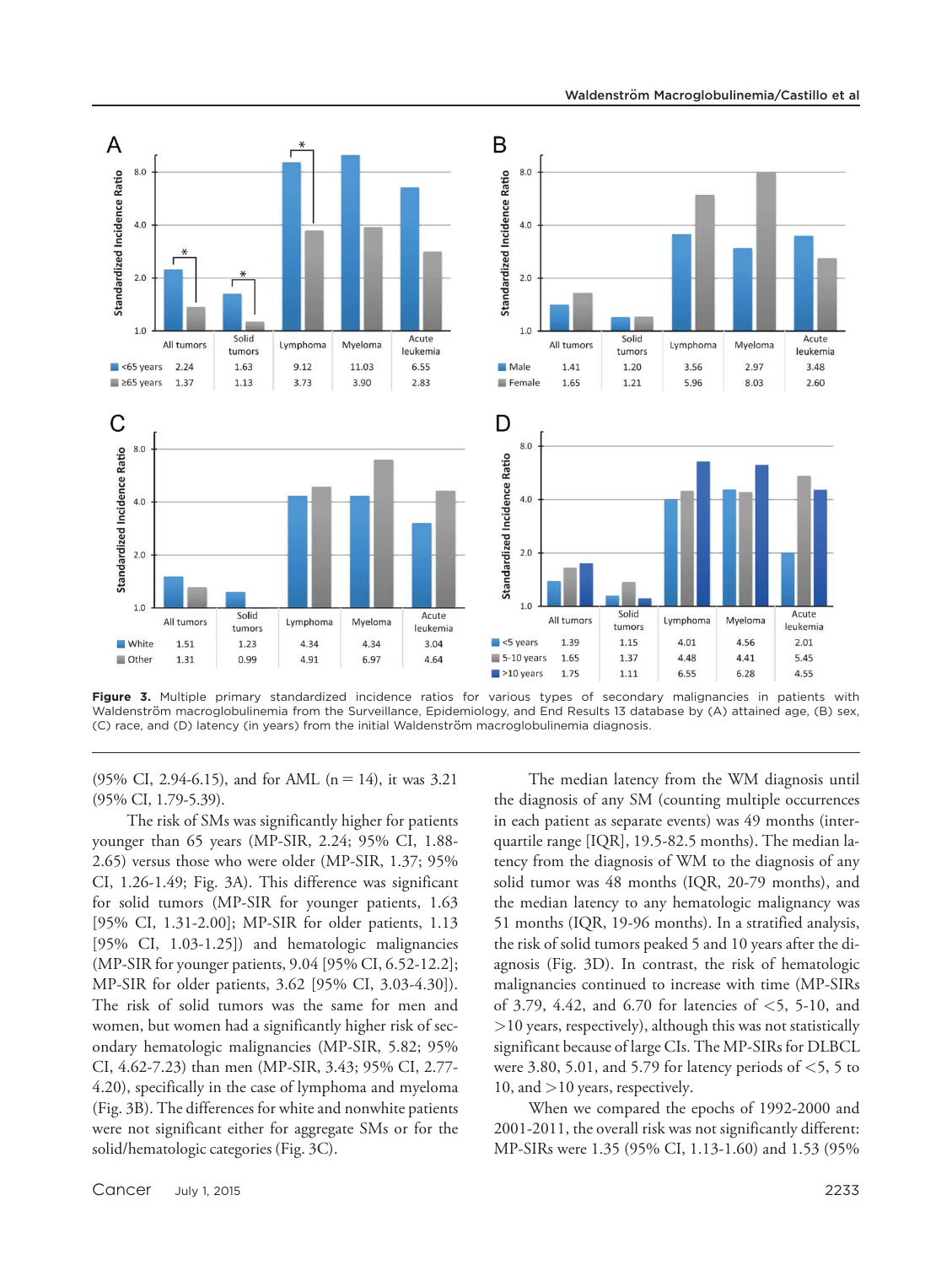| A | All tumors | Solid tumors | Lymphoma | Myeloma | Acute leukemia |
|---|---|---|---|---|---|
| <65 years | 2.24 | 1.63 | 9.12 | 11.03 | 6.55 |
| ≥65 years | 1.37 | 1.13 | 3.73 | 3.90 | 2.83 |

| B | All tumors | Solid tumors | Lymphoma | Myeloma | Acute leukemia |
|---|---|---|---|---|---|
| Male | 1.41 | 1.20 | 3.56 | 2.97 | 3.48 |
| Female | 1.65 | 1.21 | 5.96 | 8.03 | 2.60 |

| C | All tumors | Solid tumors | Lymphoma | Myeloma | Acute leukemia |
|---|---|---|---|---|---|
| White | 1.51 | 1.23 | 4.34 | 4.34 | 3.04 |
| Other | 1.31 | 0.99 | 4.91 | 6.97 | 4.64 |

| D | All tumors | Solid tumors | Lymphoma | Myeloma | Acute leukemia |
|---|---|---|---|---|---|
| <5 years | 1.39 | 1.15 | 4.01 | 4.56 | 2.01 |
| 5-10 years | 1.65 | 1.37 | 4.48 | 4.41 | 5.45 |
| >10 years | 1.75 | 1.11 | 6.55 | 6.28 | 4.55 |

**Figure 3.** Multiple primary standardized incidence ratios for various types of secondary malignancies in patients with Waldenström macroglobulinemia from the Surveillance, Epidemiology, and End Results 13 database by (A) attained age, (B) sex, (C) race, and (D) latency (in years) from the initial Waldenström macroglobulinemia diagnosis.

(95% CI, 2.94-6.15), and for AML (n = 14), it was 3.21 (95% CI, 1.79-5.39).

The risk of SMs was significantly higher for patients younger than 65 years (MP-SIR, 2.24; 95% CI, 1.88-2.65) versus those who were older (MP-SIR, 1.37; 95% CI, 1.26-1.49; Fig. 3A). This difference was significant for solid tumors (MP-SIR for younger patients, 1.63 [95% CI, 1.31-2.00]; MP-SIR for older patients, 1.13 [95% CI, 1.03-1.25]) and hematologic malignancies (MP-SIR for younger patients, 9.04 [95% CI, 6.52-12.2]; MP-SIR for older patients, 3.62 [95% CI, 3.03-4.30]). The risk of solid tumors was the same for men and women, but women had a significantly higher risk of secondary hematologic malignancies (MP-SIR, 5.82; 95% CI, 4.62-7.23) than men (MP-SIR, 3.43; 95% CI, 2.77-4.20), specifically in the case of lymphoma and myeloma (Fig. 3B). The differences for white and nonwhite patients were not significant either for aggregate SMs or for the solid/hematologic categories (Fig. 3C).

The median latency from the WM diagnosis until the diagnosis of any SM (counting multiple occurrences in each patient as separate events) was 49 months (interquartile range [IQR], 19.5-82.5 months). The median latency from the diagnosis of WM to the diagnosis of any solid tumor was 48 months (IQR, 20-79 months), and the median latency to any hematologic malignancy was 51 months (IQR, 19-96 months). In a stratified analysis, the risk of solid tumors peaked 5 and 10 years after the diagnosis (Fig. 3D). In contrast, the risk of hematologic malignancies continued to increase with time (MP-SIRs of 3.79, 4.42, and 6.70 for latencies of <5, 5-10, and >10 years, respectively), although this was not statistically significant because of large CIs. The MP-SIRs for DLBCL were 3.80, 5.01, and 5.79 for latency periods of <5, 5 to 10, and >10 years, respectively.

When we compared the epochs of 1992-2000 and 2001-2011, the overall risk was not significantly different: MP-SIRs were 1.35 (95% CI, 1.13-1.60) and 1.53 (95%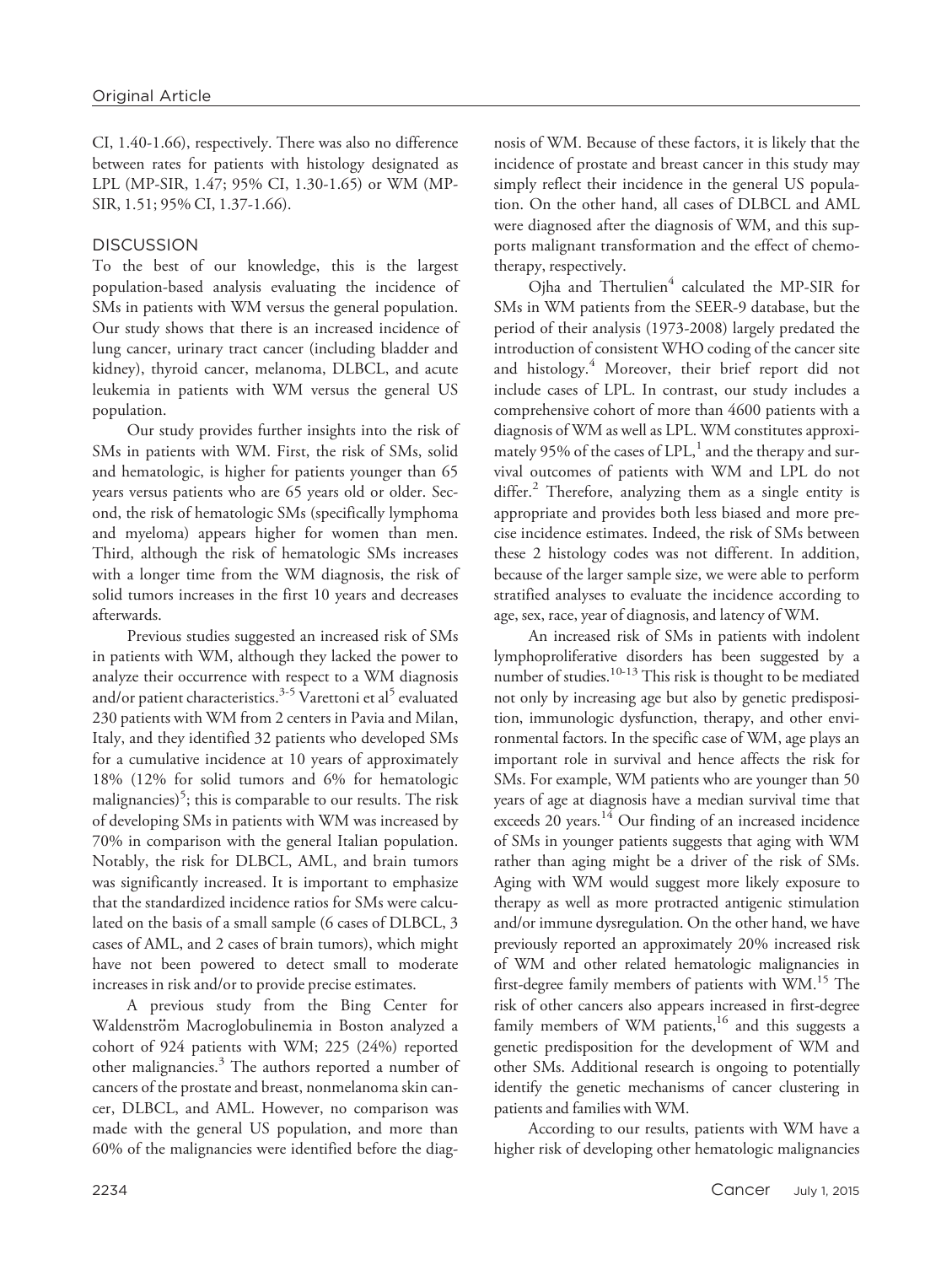CI, 1.40-1.66), respectively. There was also no difference between rates for patients with histology designated as LPL (MP-SIR, 1.47; 95% CI, 1.30-1.65) or WM (MP-SIR, 1.51; 95% CI, 1.37-1.66).

## DISCUSSION

To the best of our knowledge, this is the largest population-based analysis evaluating the incidence of SMs in patients with WM versus the general population. Our study shows that there is an increased incidence of lung cancer, urinary tract cancer (including bladder and kidney), thyroid cancer, melanoma, DLBCL, and acute leukemia in patients with WM versus the general US population.

Our study provides further insights into the risk of SMs in patients with WM. First, the risk of SMs, solid and hematologic, is higher for patients younger than 65 years versus patients who are 65 years old or older. Second, the risk of hematologic SMs (specifically lymphoma and myeloma) appears higher for women than men. Third, although the risk of hematologic SMs increases with a longer time from the WM diagnosis, the risk of solid tumors increases in the first 10 years and decreases afterwards.

Previous studies suggested an increased risk of SMs in patients with WM, although they lacked the power to analyze their occurrence with respect to a WM diagnosis and/or patient characteristics.[3-5] Varettoni et al[5] evaluated 230 patients with WM from 2 centers in Pavia and Milan, Italy, and they identified 32 patients who developed SMs for a cumulative incidence at 10 years of approximately 18% (12% for solid tumors and 6% for hematologic malignancies)[5]; this is comparable to our results. The risk of developing SMs in patients with WM was increased by 70% in comparison with the general Italian population. Notably, the risk for DLBCL, AML, and brain tumors was significantly increased. It is important to emphasize that the standardized incidence ratios for SMs were calculated on the basis of a small sample (6 cases of DLBCL, 3 cases of AML, and 2 cases of brain tumors), which might have not been powered to detect small to moderate increases in risk and/or to provide precise estimates.

A previous study from the Bing Center for Waldenström Macroglobulinemia in Boston analyzed a cohort of 924 patients with WM; 225 (24%) reported other malignancies.[3] The authors reported a number of cancers of the prostate and breast, nonmelanoma skin cancer, DLBCL, and AML. However, no comparison was made with the general US population, and more than 60% of the malignancies were identified before the diagnosis of WM. Because of these factors, it is likely that the incidence of prostate and breast cancer in this study may simply reflect their incidence in the general US population. On the other hand, all cases of DLBCL and AML were diagnosed after the diagnosis of WM, and this supports malignant transformation and the effect of chemotherapy, respectively.

Ojha and Thertulien[4] calculated the MP-SIR for SMs in WM patients from the SEER-9 database, but the period of their analysis (1973-2008) largely predated the introduction of consistent WHO coding of the cancer site and histology.[4] Moreover, their brief report did not include cases of LPL. In contrast, our study includes a comprehensive cohort of more than 4600 patients with a diagnosis of WM as well as LPL. WM constitutes approximately 95% of the cases of LPL,[1] and the therapy and survival outcomes of patients with WM and LPL do not differ.[2] Therefore, analyzing them as a single entity is appropriate and provides both less biased and more precise incidence estimates. Indeed, the risk of SMs between these 2 histology codes was not different. In addition, because of the larger sample size, we were able to perform stratified analyses to evaluate the incidence according to age, sex, race, year of diagnosis, and latency of WM.

An increased risk of SMs in patients with indolent lymphoproliferative disorders has been suggested by a number of studies.[10-13] This risk is thought to be mediated not only by increasing age but also by genetic predisposition, immunologic dysfunction, therapy, and other environmental factors. In the specific case of WM, age plays an important role in survival and hence affects the risk for SMs. For example, WM patients who are younger than 50 years of age at diagnosis have a median survival time that exceeds 20 years.[14] Our finding of an increased incidence of SMs in younger patients suggests that aging with WM rather than aging might be a driver of the risk of SMs. Aging with WM would suggest more likely exposure to therapy as well as more protracted antigenic stimulation and/or immune dysregulation. On the other hand, we have previously reported an approximately 20% increased risk of WM and other related hematologic malignancies in first-degree family members of patients with WM.[15] The risk of other cancers also appears increased in first-degree family members of WM patients,[16] and this suggests a genetic predisposition for the development of WM and other SMs. Additional research is ongoing to potentially identify the genetic mechanisms of cancer clustering in patients and families with WM.

According to our results, patients with WM have a higher risk of developing other hematologic malignancies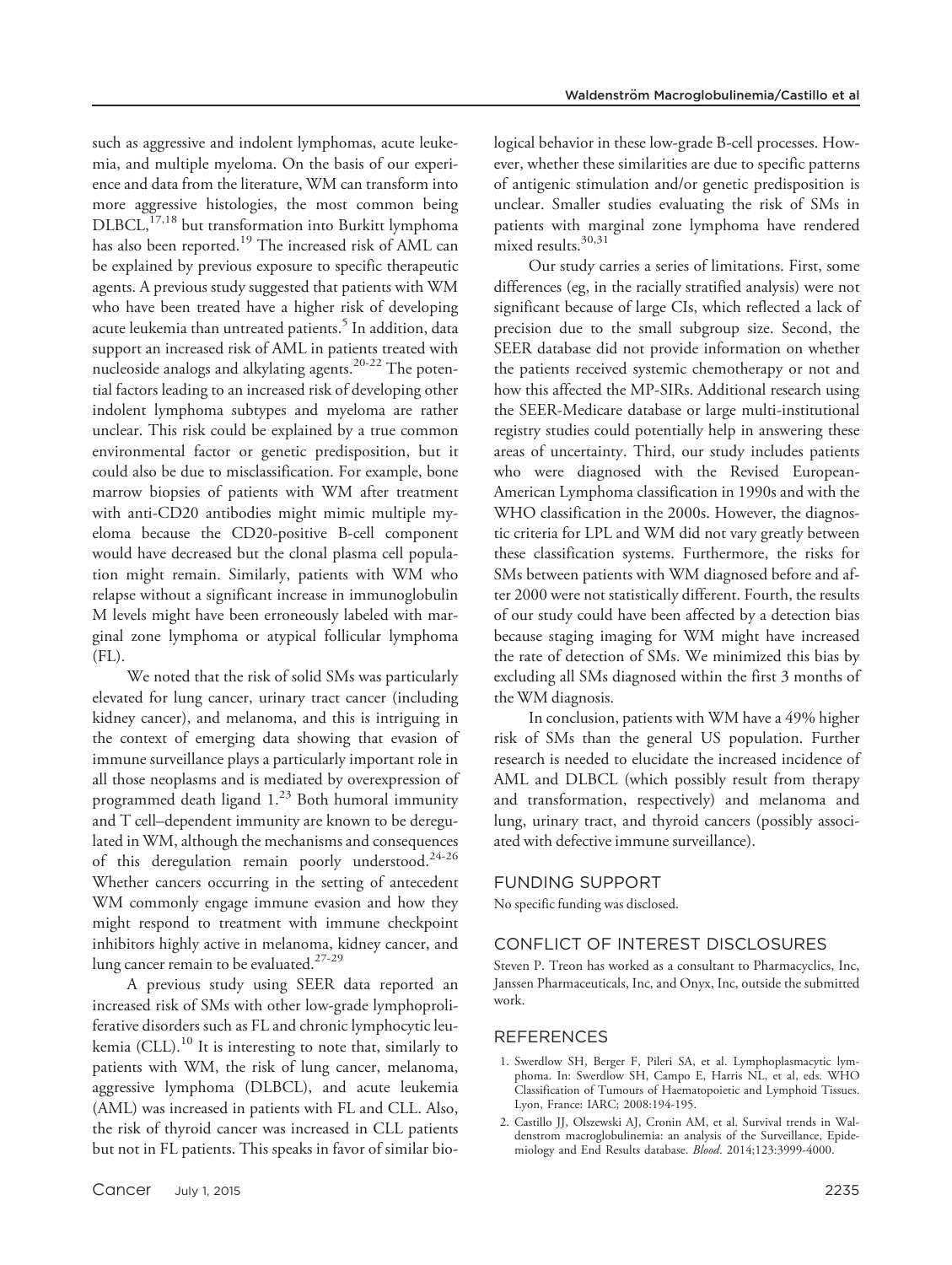such as aggressive and indolent lymphomas, acute leukemia, and multiple myeloma. On the basis of our experience and data from the literature, WM can transform into more aggressive histologies, the most common being DLBCL,[17,18] but transformation into Burkitt lymphoma has also been reported.[19] The increased risk of AML can be explained by previous exposure to specific therapeutic agents. A previous study suggested that patients with WM who have been treated have a higher risk of developing acute leukemia than untreated patients.[5] In addition, data support an increased risk of AML in patients treated with nucleoside analogs and alkylating agents.[20-22] The potential factors leading to an increased risk of developing other indolent lymphoma subtypes and myeloma are rather unclear. This risk could be explained by a true common environmental factor or genetic predisposition, but it could also be due to misclassification. For example, bone marrow biopsies of patients with WM after treatment with anti-CD20 antibodies might mimic multiple myeloma because the CD20-positive B-cell component would have decreased but the clonal plasma cell population might remain. Similarly, patients with WM who relapse without a significant increase in immunoglobulin M levels might have been erroneously labeled with marginal zone lymphoma or atypical follicular lymphoma (FL).

We noted that the risk of solid SMs was particularly elevated for lung cancer, urinary tract cancer (including kidney cancer), and melanoma, and this is intriguing in the context of emerging data showing that evasion of immune surveillance plays a particularly important role in all those neoplasms and is mediated by overexpression of programmed death ligand 1.[23] Both humoral immunity and T cell–dependent immunity are known to be deregulated in WM, although the mechanisms and consequences of this deregulation remain poorly understood.[24-26] Whether cancers occurring in the setting of antecedent WM commonly engage immune evasion and how they might respond to treatment with immune checkpoint inhibitors highly active in melanoma, kidney cancer, and lung cancer remain to be evaluated.[27-29]

A previous study using SEER data reported an increased risk of SMs with other low-grade lymphoproliferative disorders such as FL and chronic lymphocytic leukemia (CLL).[10] It is interesting to note that, similarly to patients with WM, the risk of lung cancer, melanoma, aggressive lymphoma (DLBCL), and acute leukemia (AML) was increased in patients with FL and CLL. Also, the risk of thyroid cancer was increased in CLL patients but not in FL patients. This speaks in favor of similar biological behavior in these low-grade B-cell processes. However, whether these similarities are due to specific patterns of antigenic stimulation and/or genetic predisposition is unclear. Smaller studies evaluating the risk of SMs in patients with marginal zone lymphoma have rendered mixed results.[30,31]

Our study carries a series of limitations. First, some differences (eg, in the racially stratified analysis) were not significant because of large CIs, which reflected a lack of precision due to the small subgroup size. Second, the SEER database did not provide information on whether the patients received systemic chemotherapy or not and how this affected the MP-SIRs. Additional research using the SEER-Medicare database or large multi-institutional registry studies could potentially help in answering these areas of uncertainty. Third, our study includes patients who were diagnosed with the Revised European-American Lymphoma classification in 1990s and with the WHO classification in the 2000s. However, the diagnostic criteria for LPL and WM did not vary greatly between these classification systems. Furthermore, the risks for SMs between patients with WM diagnosed before and after 2000 were not statistically different. Fourth, the results of our study could have been affected by a detection bias because staging imaging for WM might have increased the rate of detection of SMs. We minimized this bias by excluding all SMs diagnosed within the first 3 months of the WM diagnosis.

In conclusion, patients with WM have a 49% higher risk of SMs than the general US population. Further research is needed to elucidate the increased incidence of AML and DLBCL (which possibly result from therapy and transformation, respectively) and melanoma and lung, urinary tract, and thyroid cancers (possibly associated with defective immune surveillance).

## FUNDING SUPPORT

No specific funding was disclosed.

## CONFLICT OF INTEREST DISCLOSURES

Steven P. Treon has worked as a consultant to Pharmacyclics, Inc, Janssen Pharmaceuticals, Inc, and Onyx, Inc, outside the submitted work.

## REFERENCES

1. Swerdlow SH, Berger F, Pileri SA, et al. Lymphoplasmacytic lymphoma. In: Swerdlow SH, Campo E, Harris NL, et al, eds. WHO Classification of Tumours of Haematopoietic and Lymphoid Tissues. Lyon, France: IARC; 2008:194-195.
2. Castillo JJ, Olszewski AJ, Cronin AM, et al. Survival trends in Waldenstrom macroglobulinemia: an analysis of the Surveillance, Epidemiology and End Results database. *Blood*. 2014;123:3999-4000.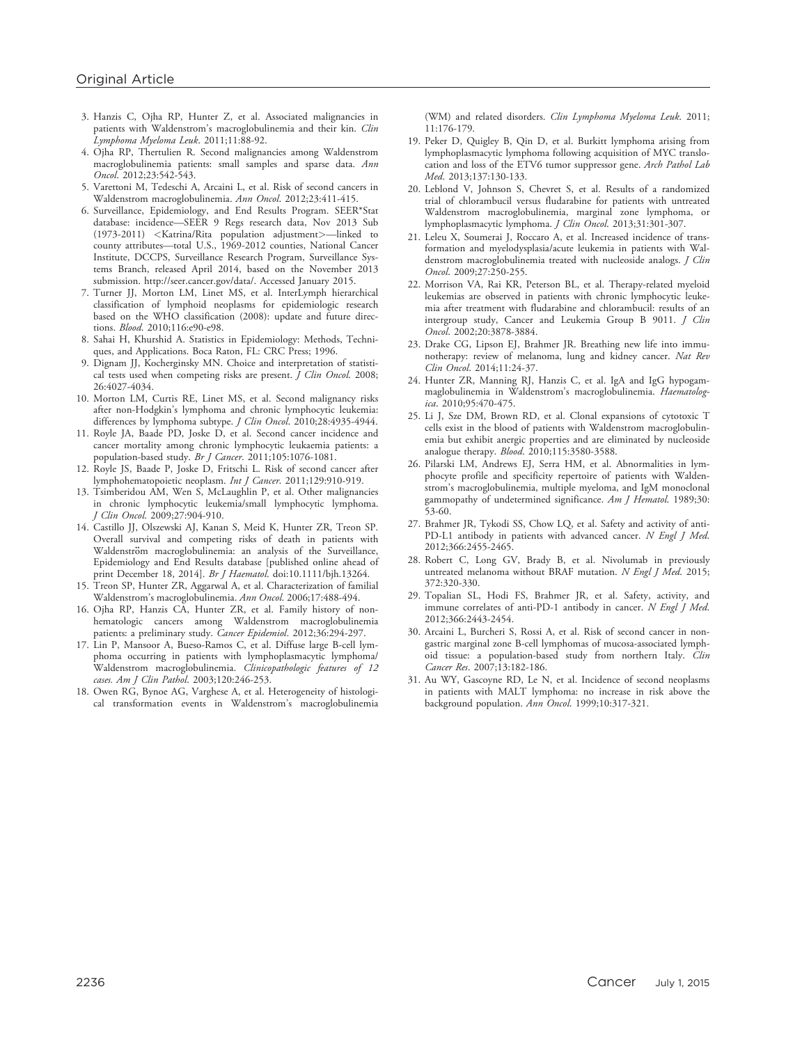3. Hanzis C, Ojha RP, Hunter Z, et al. Associated malignancies in patients with Waldenstrom's macroglobulinemia and their kin. *Clin Lymphoma Myeloma Leuk*. 2011;11:88-92.
4. Ojha RP, Thertulien R. Second malignancies among Waldenstrom macroglobulinemia patients: small samples and sparse data. *Ann Oncol*. 2012;23:542-543.
5. Varettoni M, Tedeschi A, Arcaini L, et al. Risk of second cancers in Waldenstrom macroglobulinemia. *Ann Oncol*. 2012;23:411-415.
6. Surveillance, Epidemiology, and End Results Program. SEER*Stat database: incidence—SEER 9 Regs research data, Nov 2013 Sub (1973-2011) <Katrina/Rita population adjustment>—linked to county attributes—total U.S., 1969-2012 counties, National Cancer Institute, DCCPS, Surveillance Research Program, Surveillance Systems Branch, released April 2014, based on the November 2013 submission. http://seer.cancer.gov/data/. Accessed January 2015.
7. Turner JJ, Morton LM, Linet MS, et al. InterLymph hierarchical classification of lymphoid neoplasms for epidemiologic research based on the WHO classification (2008): update and future directions. *Blood*. 2010;116:e90-e98.
8. Sahai H, Khurshid A. Statistics in Epidemiology: Methods, Techniques, and Applications. Boca Raton, FL: CRC Press; 1996.
9. Dignam JJ, Kocherginsky MN. Choice and interpretation of statistical tests used when competing risks are present. *J Clin Oncol*. 2008; 26:4027-4034.
10. Morton LM, Curtis RE, Linet MS, et al. Second malignancy risks after non-Hodgkin's lymphoma and chronic lymphocytic leukemia: differences by lymphoma subtype. *J Clin Oncol*. 2010;28:4935-4944.
11. Royle JA, Baade PD, Joske D, et al. Second cancer incidence and cancer mortality among chronic lymphocytic leukaemia patients: a population-based study. *Br J Cancer*. 2011;105:1076-1081.
12. Royle JS, Baade P, Joske D, Fritschi L. Risk of second cancer after lymphohematopoietic neoplasm. *Int J Cancer*. 2011;129:910-919.
13. Tsimberidou AM, Wen S, McLaughlin P, et al. Other malignancies in chronic lymphocytic leukemia/small lymphocytic lymphoma. *J Clin Oncol*. 2009;27:904-910.
14. Castillo JJ, Olszewski AJ, Kanan S, Meid K, Hunter ZR, Treon SP. Overall survival and competing risks of death in patients with Waldenström macroglobulinemia: an analysis of the Surveillance, Epidemiology and End Results database [published online ahead of print December 18, 2014]. *Br J Haematol*. doi:10.1111/bjh.13264.
15. Treon SP, Hunter ZR, Aggarwal A, et al. Characterization of familial Waldenstrom's macroglobulinemia. *Ann Oncol*. 2006;17:488-494.
16. Ojha RP, Hanzis CA, Hunter ZR, et al. Family history of non-hematologic cancers among Waldenstrom macroglobulinemia patients: a preliminary study. *Cancer Epidemiol*. 2012;36:294-297.
17. Lin P, Mansoor A, Bueso-Ramos C, et al. Diffuse large B-cell lymphoma occurring in patients with lymphoplasmacytic lymphoma/ Waldenstrom macroglobulinemia. *Clinicopathologic features of 12 cases. Am J Clin Pathol*. 2003;120:246-253.
18. Owen RG, Bynoe AG, Varghese A, et al. Heterogeneity of histological transformation events in Waldenstrom's macroglobulinemia (WM) and related disorders. *Clin Lymphoma Myeloma Leuk*. 2011; 11:176-179.
19. Peker D, Quigley B, Qin D, et al. Burkitt lymphoma arising from lymphoplasmacytic lymphoma following acquisition of MYC translocation and loss of the ETV6 tumor suppressor gene. *Arch Pathol Lab Med*. 2013;137:130-133.
20. Leblond V, Johnson S, Chevret S, et al. Results of a randomized trial of chlorambucil versus fludarabine for patients with untreated Waldenstrom macroglobulinemia, marginal zone lymphoma, or lymphoplasmacytic lymphoma. *J Clin Oncol*. 2013;31:301-307.
21. Leleu X, Soumerai J, Roccaro A, et al. Increased incidence of transformation and myelodysplasia/acute leukemia in patients with Waldenstrom macroglobulinemia treated with nucleoside analogs. *J Clin Oncol*. 2009;27:250-255.
22. Morrison VA, Rai KR, Peterson BL, et al. Therapy-related myeloid leukemias are observed in patients with chronic lymphocytic leukemia after treatment with fludarabine and chlorambucil: results of an intergroup study, Cancer and Leukemia Group B 9011. *J Clin Oncol*. 2002;20:3878-3884.
23. Drake CG, Lipson EJ, Brahmer JR. Breathing new life into immunotherapy: review of melanoma, lung and kidney cancer. *Nat Rev Clin Oncol*. 2014;11:24-37.
24. Hunter ZR, Manning RJ, Hanzis C, et al. IgA and IgG hypogammaglobulinemia in Waldenstrom's macroglobulinemia. *Haematologica*. 2010;95:470-475.
25. Li J, Sze DM, Brown RD, et al. Clonal expansions of cytotoxic T cells exist in the blood of patients with Waldenstrom macroglobulinemia but exhibit anergic properties and are eliminated by nucleoside analogue therapy. *Blood*. 2010;115:3580-3588.
26. Pilarski LM, Andrews EJ, Serra HM, et al. Abnormalities in lymphocyte profile and specificity repertoire of patients with Waldenstrom's macroglobulinemia, multiple myeloma, and IgM monoclonal gammopathy of undetermined significance. *Am J Hematol*. 1989;30: 53-60.
27. Brahmer JR, Tykodi SS, Chow LQ, et al. Safety and activity of anti-PD-L1 antibody in patients with advanced cancer. *N Engl J Med*. 2012;366:2455-2465.
28. Robert C, Long GV, Brady B, et al. Nivolumab in previously untreated melanoma without BRAF mutation. *N Engl J Med*. 2015; 372:320-330.
29. Topalian SL, Hodi FS, Brahmer JR, et al. Safety, activity, and immune correlates of anti-PD-1 antibody in cancer. *N Engl J Med*. 2012;366:2443-2454.
30. Arcaini L, Burcheri S, Rossi A, et al. Risk of second cancer in nongastric marginal zone B-cell lymphomas of mucosa-associated lymphoid tissue: a population-based study from northern Italy. *Clin Cancer Res*. 2007;13:182-186.
31. Au WY, Gascoyne RD, Le N, et al. Incidence of second neoplasms in patients with MALT lymphoma: no increase in risk above the background population. *Ann Oncol*. 1999;10:317-321.